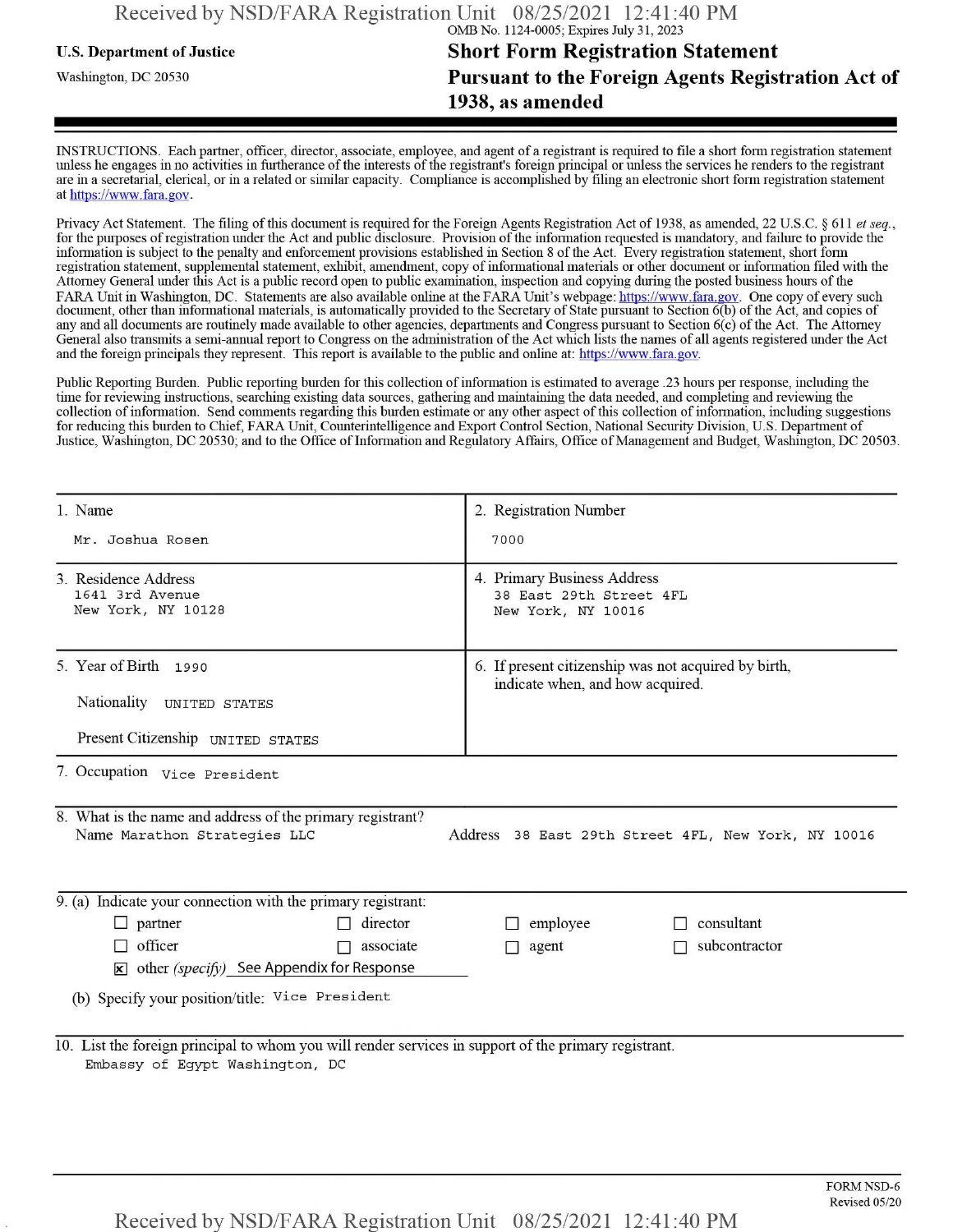U.S. Department of Justice

Washington, DC 20530

OMB No. 1124-0005; Expires July 31, 2023

# Short Form Registration Statement Pursuant to the Foreign Agents Registration Act of 1938, as amended

INSTRUCTIONS. Each partner, officer, director, associate, employee, and agent of a registrant is required to file a short form registration statement unless he engages in no activities in furtherance of the interests of the registrant's foreign principal or unless the services he renders to the registrant are in a secretarial, clerical, or in a related or similar capacity. Compliance is accomplished by filing an electronic short form registration statement at https://www.fara.gov.

Privacy Act Statement. The filing of this document is required for the Foreign Agents Registration Act of 1938, as amended, 22 U.S.C. § 611 *et seq.*, for the purposes of registration under the Act and public disclosure. Provision of the information requested is mandatory, and failure to provide the information is subject to the penalty and enforcement provisions established in Section 8 of the Act. Every registration statement, short form registration statement, supplemental statement, exhibit, amendment, copy of informational materials or other document or information filed with the Attorney General under this Act is a public record open to public examination, inspection and copying during the posted business hours of the FARA Unit in Washington, DC. Statements are also available online at the FARA Unit's webpage: https://www.fara.gov. One copy of every such document, other than informational materials, is automatically provided to the Secretary of State pursuant to Section 6(b) of the Act, and copies of any and all documents are routinely made available to other agencies, departments and Congress pursuant to Section 6(c) of the Act. The Attorney General also transmits a semi-annual report to Congress on the administration of the Act which lists the names of all agents registered under the Act and the foreign principals they represent. This report is available to the public and online at: https://www.fara.gov.

Public Reporting Burden. Public reporting burden for this collection of information is estimated to average .23 hours per response, including the time for reviewing instructions, searching existing data sources, gathering and maintaining the data needed, and completing and reviewing the collection of information. Send comments regarding this burden estimate or any other aspect of this collection of information, including suggestions for reducing this burden to Chief, FARA Unit, Counterintelligence and Export Control Section, National Security Division, U.S. Department of Justice, Washington, DC 20530; and to the Office of Information and Regulatory Affairs, Office of Management and Budget, Washington, DC 20503.

1. Name
   Mr. Joshua Rosen

2. Registration Number
   7000

3. Residence Address
   1641 3rd Avenue
   New York, NY 10128

4. Primary Business Address
   38 East 29th Street 4FL
   New York, NY 10016

5. Year of Birth 1990
   Nationality UNITED STATES
   Present Citizenship UNITED STATES

6. If present citizenship was not acquired by birth, indicate when, and how acquired.

7. Occupation Vice President

8. What is the name and address of the primary registrant?
   Name Marathon Strategies LLC
   Address 38 East 29th Street 4FL, New York, NY 10016

9. (a) Indicate your connection with the primary registrant:
   - ☐ partner
   - ☐ director
   - ☐ employee
   - ☐ consultant
   - ☐ officer
   - ☐ associate
   - ☐ agent
   - ☐ subcontractor
   - ☒ other *(specify)* See Appendix for Response

   (b) Specify your position/title: Vice President

10. List the foreign principal to whom you will render services in support of the primary registrant.
    Embassy of Egypt Washington, DC

FORM NSD-6
Revised 05/20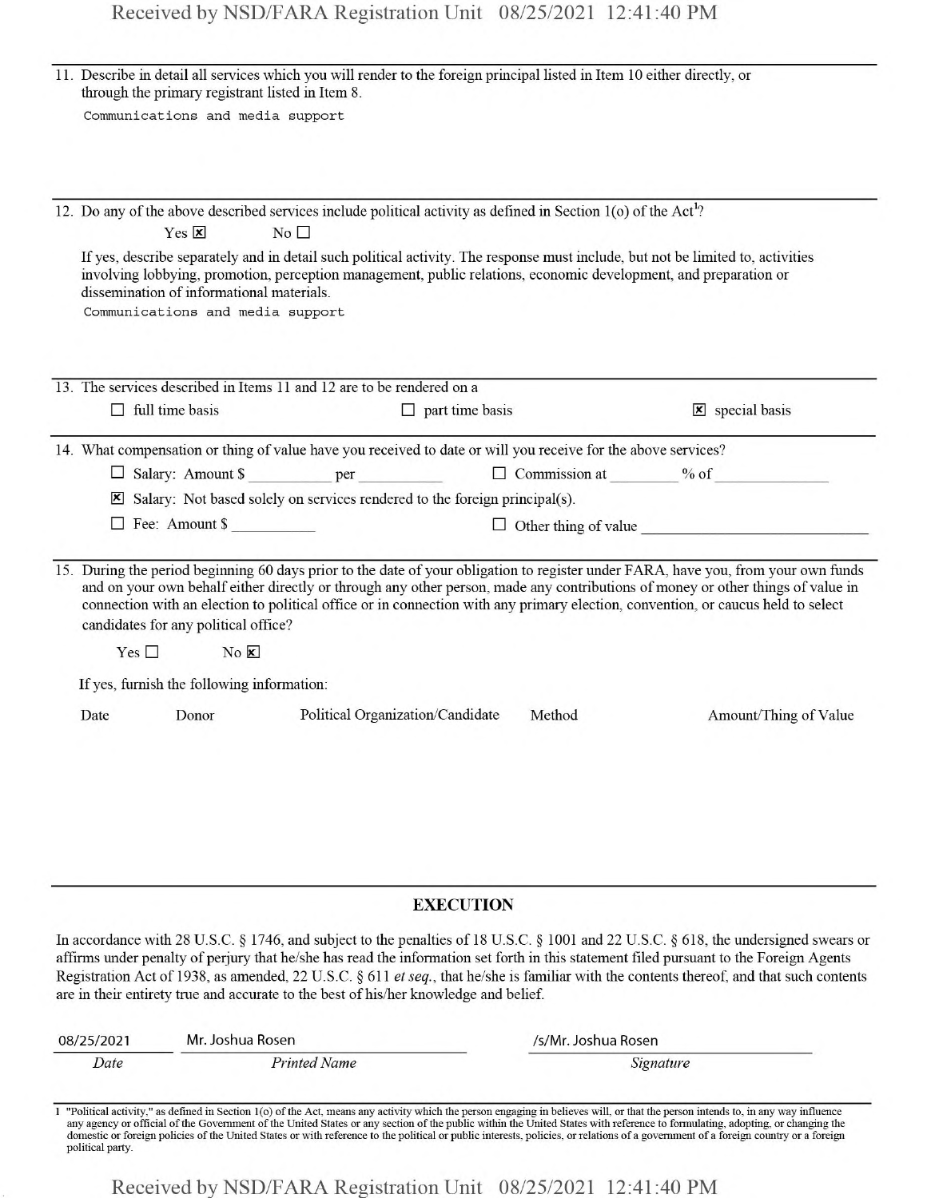11. Describe in detail all services which you will render to the foreign principal listed in Item 10 either directly, or through the primary registrant listed in Item 8.

```
Communications and media support
```

12. Do any of the above described services include political activity as defined in Section 1(o) of the Act[1]?

Yes ☒ No ☐

If yes, describe separately and in detail such political activity. The response must include, but not be limited to, activities involving lobbying, promotion, perception management, public relations, economic development, and preparation or dissemination of informational materials.

```
Communications and media support
```

13. The services described in Items 11 and 12 are to be rendered on a

☐ full time basis ☐ part time basis ☒ special basis

14. What compensation or thing of value have you received to date or will you receive for the above services?

☐ Salary: Amount $ \_\_\_\_\_\_\_\_\_\_ per \_\_\_\_\_\_\_\_\_\_ ☐ Commission at \_\_\_\_\_\_\_\_ % of \_\_\_\_\_\_\_\_\_\_\_\_\_\_

☒ Salary: Not based solely on services rendered to the foreign principal(s).

☐ Fee: Amount $ \_\_\_\_\_\_\_\_\_\_ ☐ Other thing of value \_\_\_\_\_\_\_\_\_\_\_\_\_\_\_\_\_\_\_\_\_\_\_\_\_\_\_\_

15. During the period beginning 60 days prior to the date of your obligation to register under FARA, have you, from your own funds and on your own behalf either directly or through any other person, made any contributions of money or other things of value in connection with an election to political office or in connection with any primary election, convention, or caucus held to select candidates for any political office?

Yes ☐ No ☒

If yes, furnish the following information:

| Date | Donor | Political Organization/Candidate | Method | Amount/Thing of Value |
|---|---|---|---|---|
| | | | | |

## EXECUTION

In accordance with 28 U.S.C. § 1746, and subject to the penalties of 18 U.S.C. § 1001 and 22 U.S.C. § 618, the undersigned swears or affirms under penalty of perjury that he/she has read the information set forth in this statement filed pursuant to the Foreign Agents Registration Act of 1938, as amended, 22 U.S.C. § 611 *et seq.*, that he/she is familiar with the contents thereof, and that such contents are in their entirety true and accurate to the best of his/her knowledge and belief.

| 08/25/2021 | Mr. Joshua Rosen | /s/Mr. Joshua Rosen |
|---|---|---|
| *Date* | *Printed Name* | *Signature* |

[1] "Political activity," as defined in Section 1(o) of the Act, means any activity which the person engaging in believes will, or that the person intends to, in any way influence any agency or official of the Government of the United States or any section of the public within the United States with reference to formulating, adopting, or changing the domestic or foreign policies of the United States or with reference to the political or public interests, policies, or relations of a government of a foreign country or a foreign political party.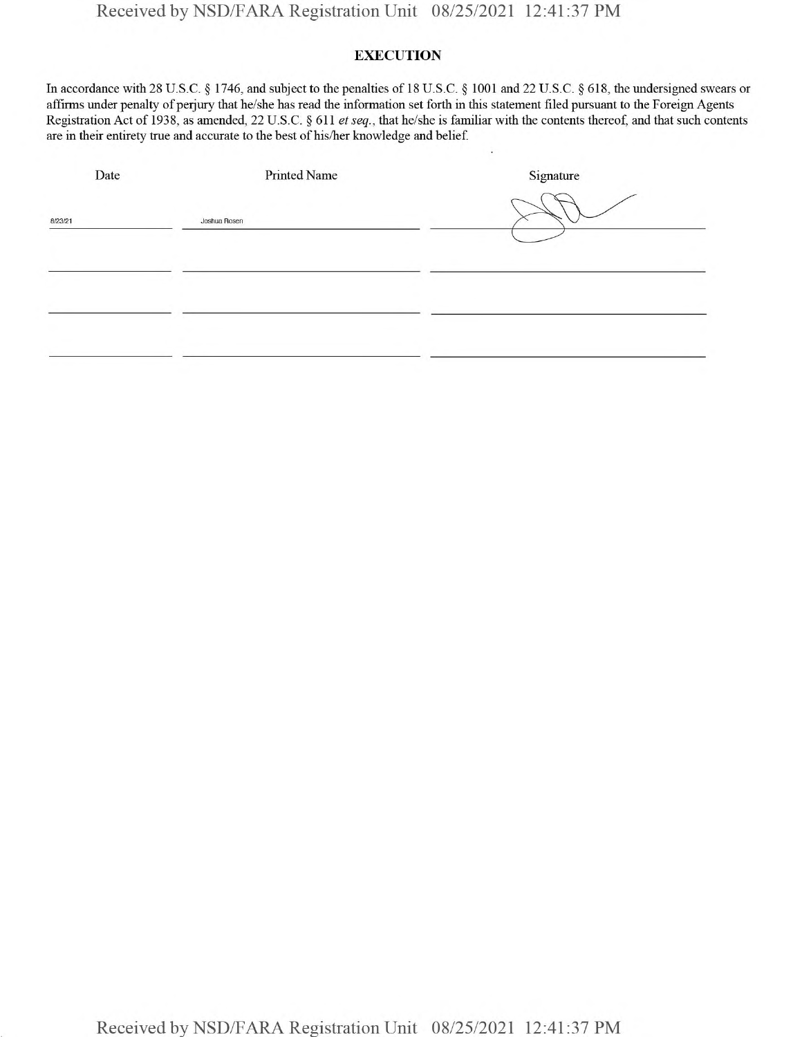## EXECUTION

In accordance with 28 U.S.C. § 1746, and subject to the penalties of 18 U.S.C. § 1001 and 22 U.S.C. § 618, the undersigned swears or affirms under penalty of perjury that he/she has read the information set forth in this statement filed pursuant to the Foreign Agents Registration Act of 1938, as amended, 22 U.S.C. § 611 *et seq.*, that he/she is familiar with the contents thereof, and that such contents are in their entirety true and accurate to the best of his/her knowledge and belief.

| Date | Printed Name | Signature |
| --- | --- | --- |
| 8/23/21 | Joshua Rosen | |
| | | |
| | | |
| | | |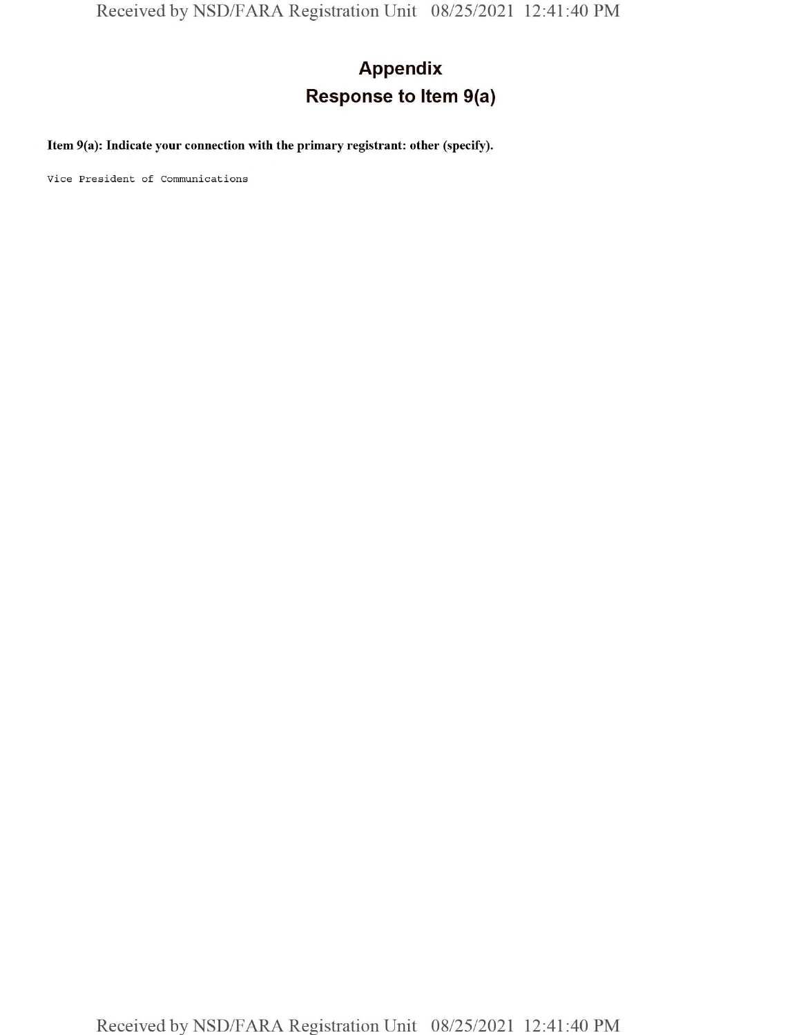# Appendix

## Response to Item 9(a)

**Item 9(a): Indicate your connection with the primary registrant: other (specify).**

Vice President of Communications